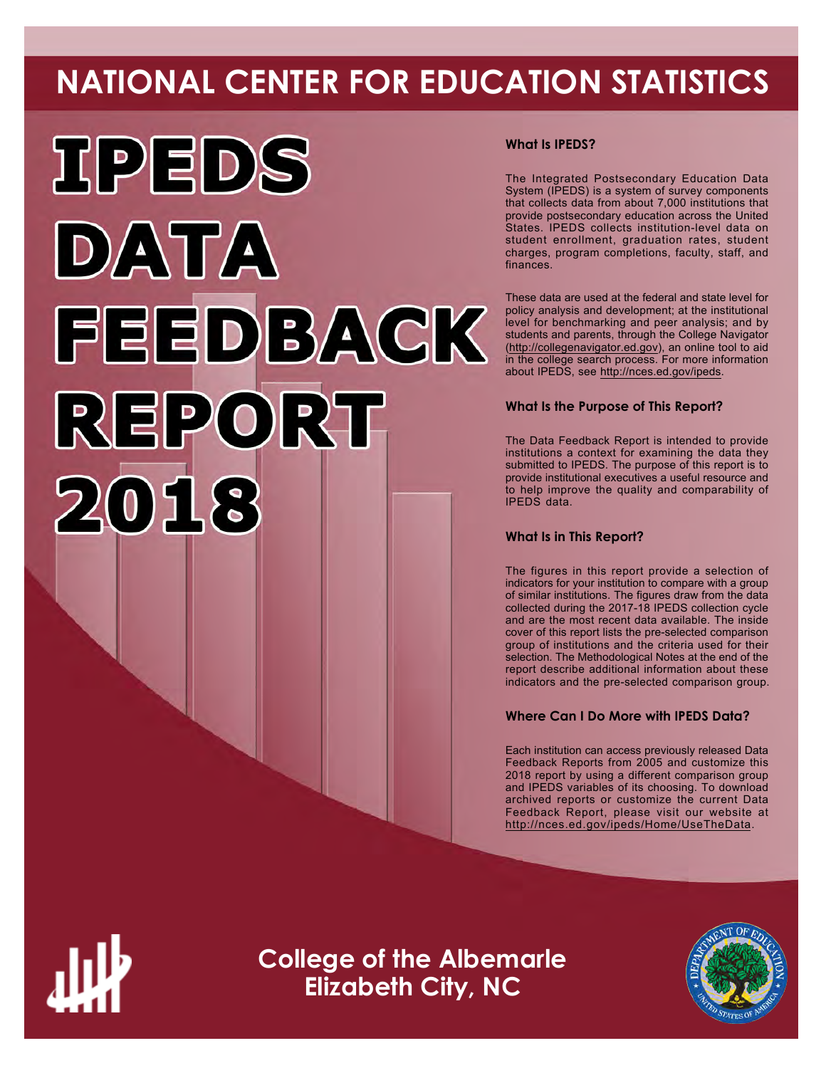# NATIONAL CENTER FOR EDUCATION STATISTICS

# IPEDS DATA FEEDBACK REPORT 2018

### What Is IPEDS?

The Integrated Postsecondary Education Data System (IPEDS) is a system of survey components that collects data from about 7,000 institutions that provide postsecondary education across the United States. IPEDS collects institution-level data on student enrollment, graduation rates, student charges, program completions, faculty, staff, and finances.

These data are used at the federal and state level for policy analysis and development; at the institutional level for benchmarking and peer analysis; and by students and parents, through the College Navigator (http://collegenavigator.ed.gov), an online tool to aid in the college search process. For more information about IPEDS, see http://nces.ed.gov/ipeds.

### What Is the Purpose of This Report?

The Data Feedback Report is intended to provide institutions a context for examining the data they submitted to IPEDS. The purpose of this report is to provide institutional executives a useful resource and to help improve the quality and comparability of IPEDS data.

### What Is in This Report?

The figures in this report provide a selection of indicators for your institution to compare with a group of similar institutions. The figures draw from the data collected during the 2017-18 IPEDS collection cycle and are the most recent data available. The inside cover of this report lists the pre-selected comparison group of institutions and the criteria used for their selection. The Methodological Notes at the end of the report describe additional information about these indicators and the pre-selected comparison group.

### Where Can I Do More with IPEDS Data?

Each institution can access previously released Data Feedback Reports from 2005 and customize this 2018 report by using a different comparison group and IPEDS variables of its choosing. To download archived reports or customize the current Data Feedback Report, please visit our website at http://nces.ed.gov/ipeds/Home/UseTheData.

**College of the Albemarle**
**Elizabeth City, NC**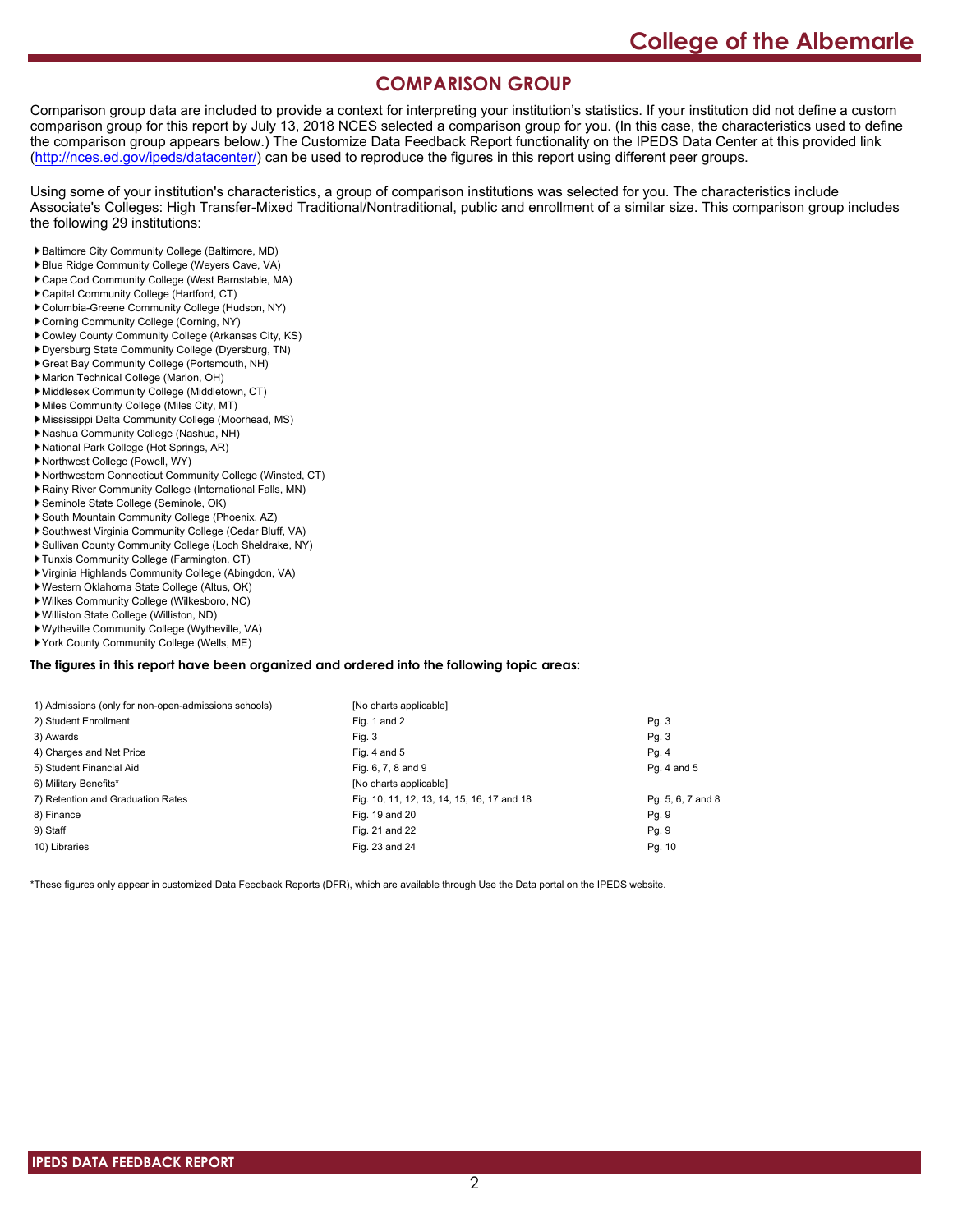## COMPARISON GROUP

Comparison group data are included to provide a context for interpreting your institution's statistics. If your institution did not define a custom comparison group for this report by July 13, 2018 NCES selected a comparison group for you. (In this case, the characteristics used to define the comparison group appears below.) The Customize Data Feedback Report functionality on the IPEDS Data Center at this provided link (http://nces.ed.gov/ipeds/datacenter/) can be used to reproduce the figures in this report using different peer groups.

Using some of your institution's characteristics, a group of comparison institutions was selected for you. The characteristics include Associate's Colleges: High Transfer-Mixed Traditional/Nontraditional, public and enrollment of a similar size. This comparison group includes the following 29 institutions:

- Baltimore City Community College (Baltimore, MD)
- Blue Ridge Community College (Weyers Cave, VA)
- Cape Cod Community College (West Barnstable, MA)
- Capital Community College (Hartford, CT)
- Columbia-Greene Community College (Hudson, NY)
- Corning Community College (Corning, NY)
- Cowley County Community College (Arkansas City, KS)
- Dyersburg State Community College (Dyersburg, TN)
- Great Bay Community College (Portsmouth, NH)
- Marion Technical College (Marion, OH)
- Middlesex Community College (Middletown, CT)
- Miles Community College (Miles City, MT)
- Mississippi Delta Community College (Moorhead, MS)
- Nashua Community College (Nashua, NH)
- National Park College (Hot Springs, AR)
- Northwest College (Powell, WY)
- Northwestern Connecticut Community College (Winsted, CT)
- Rainy River Community College (International Falls, MN)
- Seminole State College (Seminole, OK)
- South Mountain Community College (Phoenix, AZ)
- Southwest Virginia Community College (Cedar Bluff, VA)
- Sullivan County Community College (Loch Sheldrake, NY)
- Tunxis Community College (Farmington, CT)
- Virginia Highlands Community College (Abingdon, VA)
- Western Oklahoma State College (Altus, OK)
- Wilkes Community College (Wilkesboro, NC)
- Williston State College (Williston, ND)
- Wytheville Community College (Wytheville, VA)
- York County Community College (Wells, ME)

**The figures in this report have been organized and ordered into the following topic areas:**

| Topic | Figures | Pages |
|---|---|---|
| 1) Admissions (only for non-open-admissions schools) | [No charts applicable] | |
| 2) Student Enrollment | Fig. 1 and 2 | Pg. 3 |
| 3) Awards | Fig. 3 | Pg. 3 |
| 4) Charges and Net Price | Fig. 4 and 5 | Pg. 4 |
| 5) Student Financial Aid | Fig. 6, 7, 8 and 9 | Pg. 4 and 5 |
| 6) Military Benefits* | [No charts applicable] | |
| 7) Retention and Graduation Rates | Fig. 10, 11, 12, 13, 14, 15, 16, 17 and 18 | Pg. 5, 6, 7 and 8 |
| 8) Finance | Fig. 19 and 20 | Pg. 9 |
| 9) Staff | Fig. 21 and 22 | Pg. 9 |
| 10) Libraries | Fig. 23 and 24 | Pg. 10 |

*These figures only appear in customized Data Feedback Reports (DFR), which are available through Use the Data portal on the IPEDS website.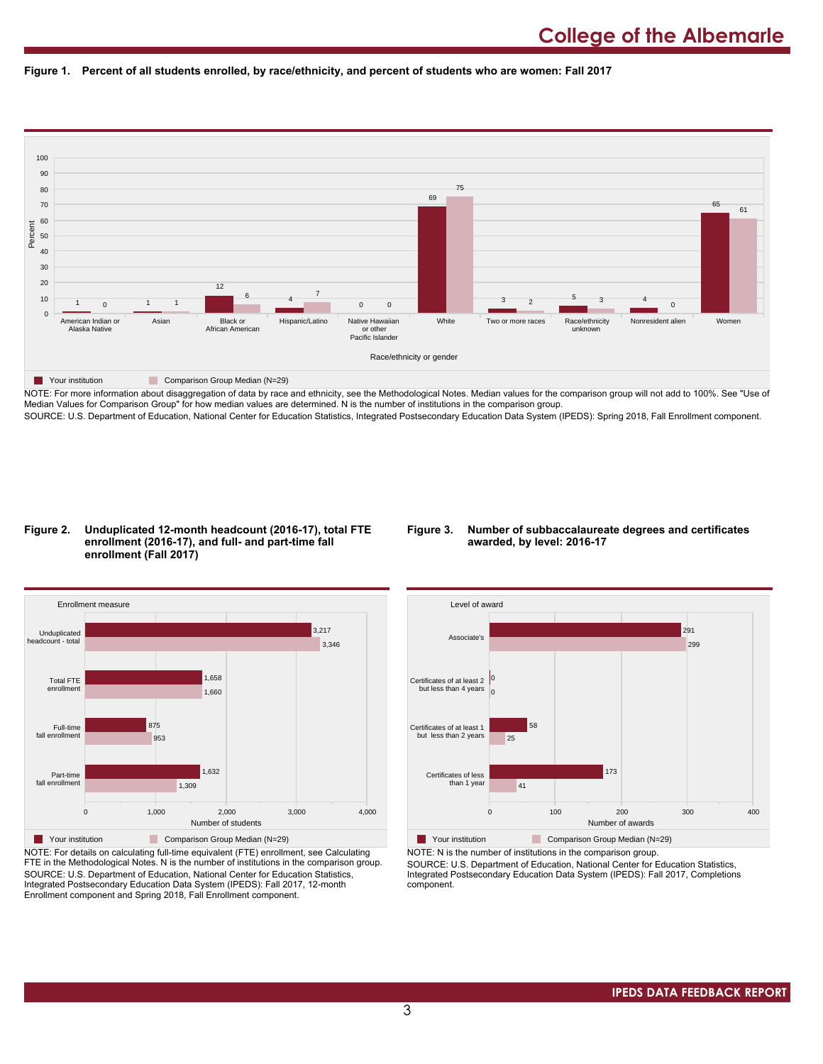# College of the Albemarle

**Figure 1. Percent of all students enrolled, by race/ethnicity, and percent of students who are women: Fall 2017**

| Race/ethnicity or gender | Your institution | Comparison Group Median (N=29) |
|---|---|---|
| American Indian or Alaska Native | 1 | 0 |
| Asian | 1 | 1 |
| Black or African American | 12 | 6 |
| Hispanic/Latino | 4 | 7 |
| Native Hawaiian or other Pacific Islander | 0 | 0 |
| White | 69 | 75 |
| Two or more races | 3 | 2 |
| Race/ethnicity unknown | 5 | 3 |
| Nonresident alien | 4 | 0 |
| Women | 65 | 61 |

NOTE: For more information about disaggregation of data by race and ethnicity, see the Methodological Notes. Median values for the comparison group will not add to 100%. See "Use of Median Values for Comparison Group" for how median values are determined. N is the number of institutions in the comparison group.
SOURCE: U.S. Department of Education, National Center for Education Statistics, Integrated Postsecondary Education Data System (IPEDS): Spring 2018, Fall Enrollment component.

**Figure 2. Unduplicated 12-month headcount (2016-17), total FTE enrollment (2016-17), and full- and part-time fall enrollment (Fall 2017)**

| Enrollment measure | Your institution | Comparison Group Median (N=29) |
|---|---|---|
| Unduplicated headcount - total | 3,217 | 3,346 |
| Total FTE enrollment | 1,658 | 1,660 |
| Full-time fall enrollment | 875 | 953 |
| Part-time fall enrollment | 1,632 | 1,309 |

NOTE: For details on calculating full-time equivalent (FTE) enrollment, see Calculating FTE in the Methodological Notes. N is the number of institutions in the comparison group.
SOURCE: U.S. Department of Education, National Center for Education Statistics, Integrated Postsecondary Education Data System (IPEDS): Fall 2017, 12-month Enrollment component and Spring 2018, Fall Enrollment component.

**Figure 3. Number of subbaccalaureate degrees and certificates awarded, by level: 2016-17**

| Level of award | Your institution | Comparison Group Median (N=29) |
|---|---|---|
| Associate's | 291 | 299 |
| Certificates of at least 2 but less than 4 years | 0 | 0 |
| Certificates of at least 1 but less than 2 years | 58 | 25 |
| Certificates of less than 1 year | 173 | 41 |

NOTE: N is the number of institutions in the comparison group.
SOURCE: U.S. Department of Education, National Center for Education Statistics, Integrated Postsecondary Education Data System (IPEDS): Fall 2017, Completions component.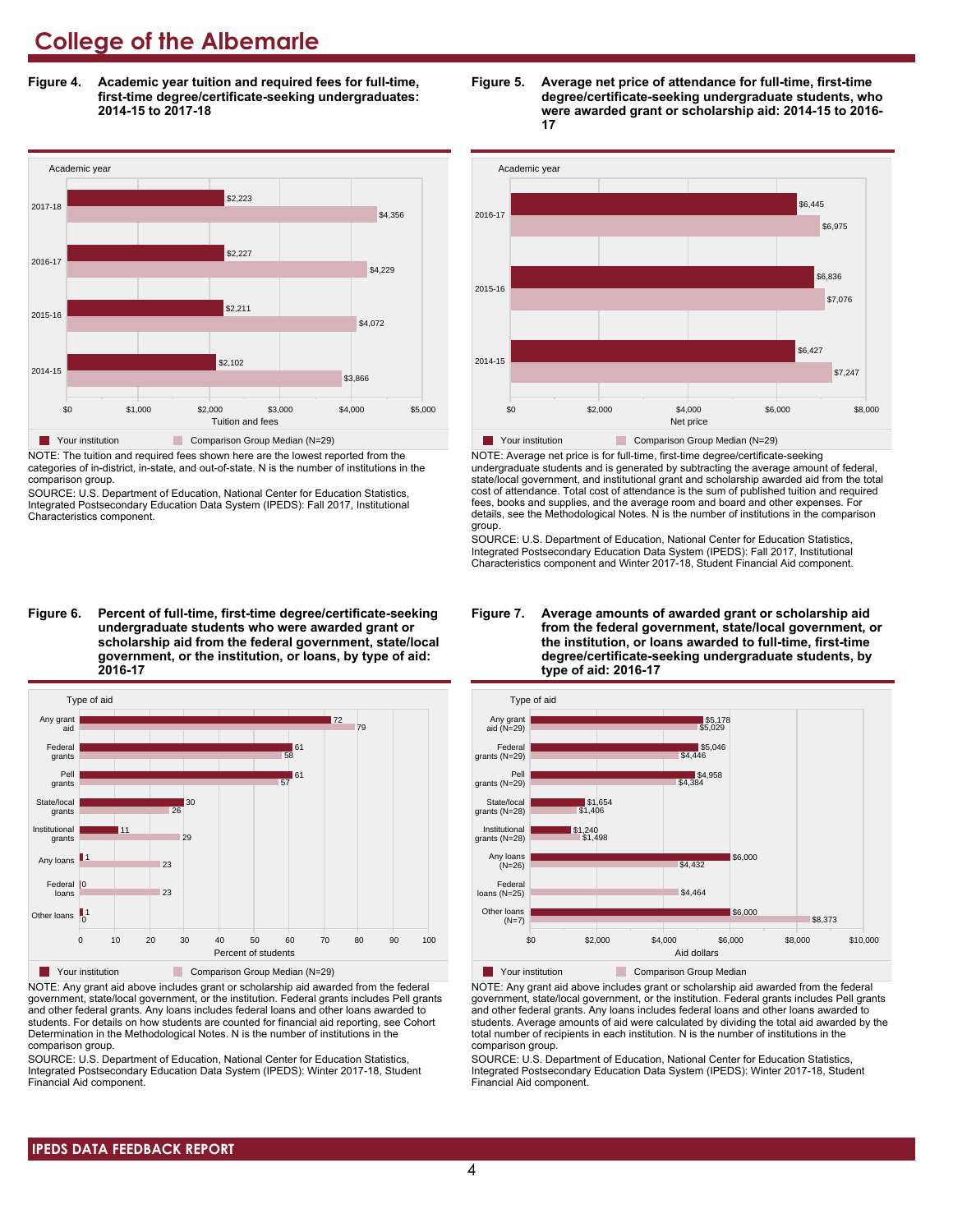# College of the Albemarle

**Figure 4. Academic year tuition and required fees for full-time, first-time degree/certificate-seeking undergraduates: 2014-15 to 2017-18**

| Academic year | Your institution | Comparison Group Median (N=29) |
|---|---|---|
| 2017-18 | $2,223 | $4,356 |
| 2016-17 | $2,227 | $4,229 |
| 2015-16 | $2,211 | $4,072 |
| 2014-15 | $2,102 | $3,866 |

NOTE: The tuition and required fees shown here are the lowest reported from the categories of in-district, in-state, and out-of-state. N is the number of institutions in the comparison group.

SOURCE: U.S. Department of Education, National Center for Education Statistics, Integrated Postsecondary Education Data System (IPEDS): Fall 2017, Institutional Characteristics component.

**Figure 5. Average net price of attendance for full-time, first-time degree/certificate-seeking undergraduate students, who were awarded grant or scholarship aid: 2014-15 to 2016-17**

| Academic year | Your institution | Comparison Group Median (N=29) |
|---|---|---|
| 2016-17 | $6,445 | $6,975 |
| 2015-16 | $6,836 | $7,076 |
| 2014-15 | $6,427 | $7,247 |

NOTE: Average net price is for full-time, first-time degree/certificate-seeking undergraduate students and is generated by subtracting the average amount of federal, state/local government, and institutional grant and scholarship awarded aid from the total cost of attendance. Total cost of attendance is the sum of published tuition and required fees, books and supplies, and the average room and board and other expenses. For details, see the Methodological Notes. N is the number of institutions in the comparison group.

SOURCE: U.S. Department of Education, National Center for Education Statistics, Integrated Postsecondary Education Data System (IPEDS): Fall 2017, Institutional Characteristics component and Winter 2017-18, Student Financial Aid component.

**Figure 6. Percent of full-time, first-time degree/certificate-seeking undergraduate students who were awarded grant or scholarship aid from the federal government, state/local government, or the institution, or loans, by type of aid: 2016-17**

| Type of aid | Your institution | Comparison Group Median (N=29) |
|---|---|---|
| Any grant aid | 72 | 79 |
| Federal grants | 61 | 58 |
| Pell grants | 61 | 57 |
| State/local grants | 30 | 26 |
| Institutional grants | 11 | 29 |
| Any loans | 1 | 23 |
| Federal loans | 0 | 23 |
| Other loans | 1 | 0 |

NOTE: Any grant aid above includes grant or scholarship aid awarded from the federal government, state/local government, or the institution. Federal grants includes Pell grants and other federal grants. Any loans includes federal loans and other loans awarded to students. For details on how students are counted for financial aid reporting, see Cohort Determination in the Methodological Notes. N is the number of institutions in the comparison group.

SOURCE: U.S. Department of Education, National Center for Education Statistics, Integrated Postsecondary Education Data System (IPEDS): Winter 2017-18, Student Financial Aid component.

**Figure 7. Average amounts of awarded grant or scholarship aid from the federal government, state/local government, or the institution, or loans awarded to full-time, first-time degree/certificate-seeking undergraduate students, by type of aid: 2016-17**

| Type of aid | Your institution | Comparison Group Median |
|---|---|---|
| Any grant aid (N=29) | $5,178 | $5,029 |
| Federal grants (N=29) | $5,046 | $4,446 |
| Pell grants (N=29) | $4,958 | $4,384 |
| State/local grants (N=28) | $1,654 | $1,406 |
| Institutional grants (N=28) | $1,240 | $1,498 |
| Any loans (N=26) | $6,000 | $4,432 |
| Federal loans (N=25) | | $4,464 |
| Other loans (N=7) | $6,000 | $8,373 |

NOTE: Any grant aid above includes grant or scholarship aid awarded from the federal government, state/local government, or the institution. Federal grants includes Pell grants and other federal grants. Any loans includes federal loans and other loans awarded to students. Average amounts of aid were calculated by dividing the total aid awarded by the total number of recipients in each institution. N is the number of institutions in the comparison group.

SOURCE: U.S. Department of Education, National Center for Education Statistics, Integrated Postsecondary Education Data System (IPEDS): Winter 2017-18, Student Financial Aid component.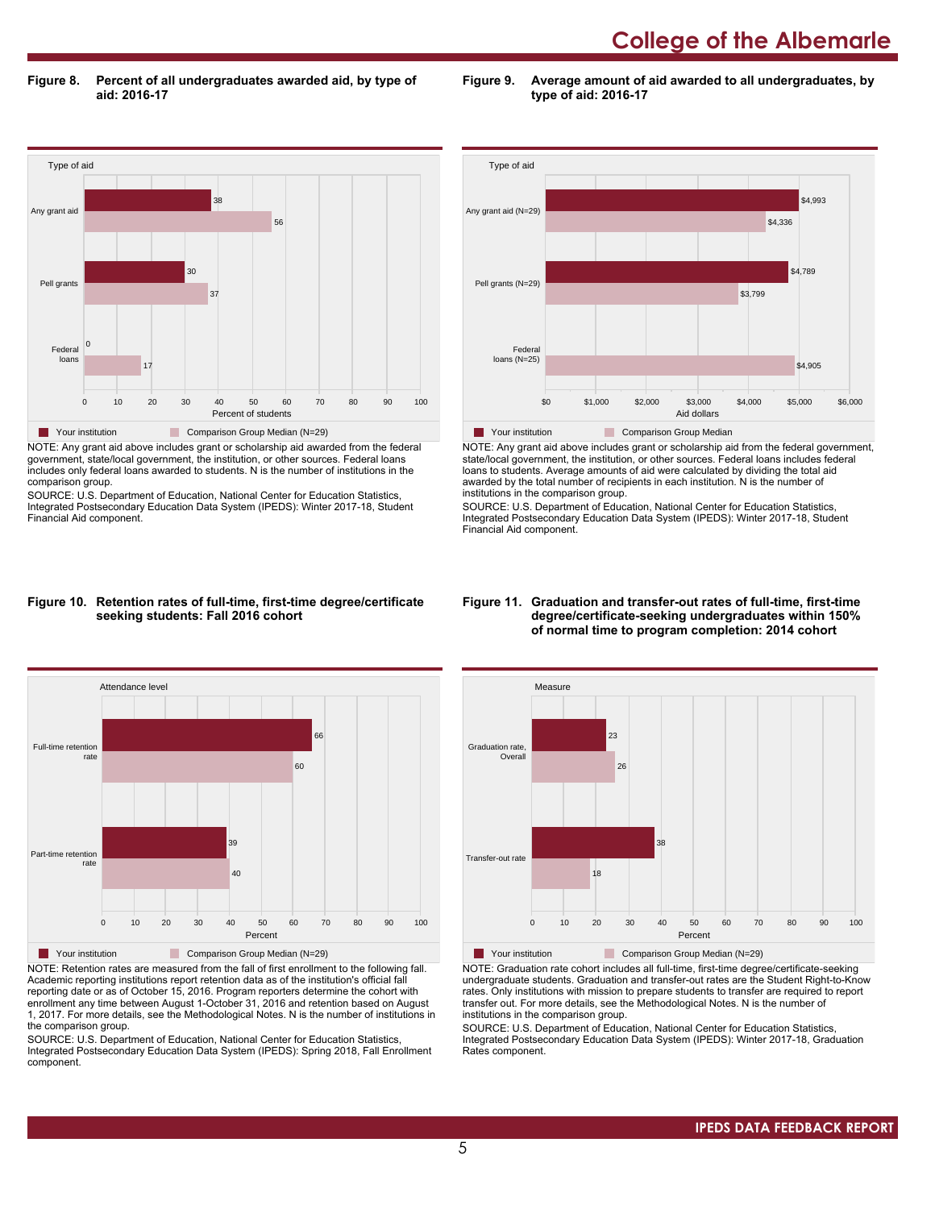# College of the Albemarle

**Figure 8. Percent of all undergraduates awarded aid, by type of aid: 2016-17**

| Type of aid | Your institution | Comparison Group Median (N=29) |
|---|---|---|
| Any grant aid | 38 | 56 |
| Pell grants | 30 | 37 |
| Federal loans | 0 | 17 |

NOTE: Any grant aid above includes grant or scholarship aid awarded from the federal government, state/local government, the institution, or other sources. Federal loans includes only federal loans awarded to students. N is the number of institutions in the comparison group.

SOURCE: U.S. Department of Education, National Center for Education Statistics, Integrated Postsecondary Education Data System (IPEDS): Winter 2017-18, Student Financial Aid component.

**Figure 9. Average amount of aid awarded to all undergraduates, by type of aid: 2016-17**

| Type of aid | Your institution | Comparison Group Median |
|---|---|---|
| Any grant aid (N=29) | $4,993 | $4,336 |
| Pell grants (N=29) | $4,789 | $3,799 |
| Federal loans (N=25) | | $4,905 |

NOTE: Any grant aid above includes grant or scholarship aid from the federal government, state/local government, the institution, or other sources. Federal loans includes federal loans to students. Average amounts of aid were calculated by dividing the total aid awarded by the total number of recipients in each institution. N is the number of institutions in the comparison group.

SOURCE: U.S. Department of Education, National Center for Education Statistics, Integrated Postsecondary Education Data System (IPEDS): Winter 2017-18, Student Financial Aid component.

**Figure 10. Retention rates of full-time, first-time degree/certificate seeking students: Fall 2016 cohort**

| Attendance level | Your institution | Comparison Group Median (N=29) |
|---|---|---|
| Full-time retention rate | 66 | 60 |
| Part-time retention rate | 39 | 40 |

NOTE: Retention rates are measured from the fall of first enrollment to the following fall. Academic reporting institutions report retention data as of the institution's official fall reporting date or as of October 15, 2016. Program reporters determine the cohort with enrollment any time between August 1-October 31, 2016 and retention based on August 1, 2017. For more details, see the Methodological Notes. N is the number of institutions in the comparison group.

SOURCE: U.S. Department of Education, National Center for Education Statistics, Integrated Postsecondary Education Data System (IPEDS): Spring 2018, Fall Enrollment component.

**Figure 11. Graduation and transfer-out rates of full-time, first-time degree/certificate-seeking undergraduates within 150% of normal time to program completion: 2014 cohort**

| Measure | Your institution | Comparison Group Median (N=29) |
|---|---|---|
| Graduation rate, Overall | 23 | 26 |
| Transfer-out rate | 38 | 18 |

NOTE: Graduation rate cohort includes all full-time, first-time degree/certificate-seeking undergraduate students. Graduation and transfer-out rates are the Student Right-to-Know rates. Only institutions with mission to prepare students to transfer are required to report transfer out. For more details, see the Methodological Notes. N is the number of institutions in the comparison group.

SOURCE: U.S. Department of Education, National Center for Education Statistics, Integrated Postsecondary Education Data System (IPEDS): Winter 2017-18, Graduation Rates component.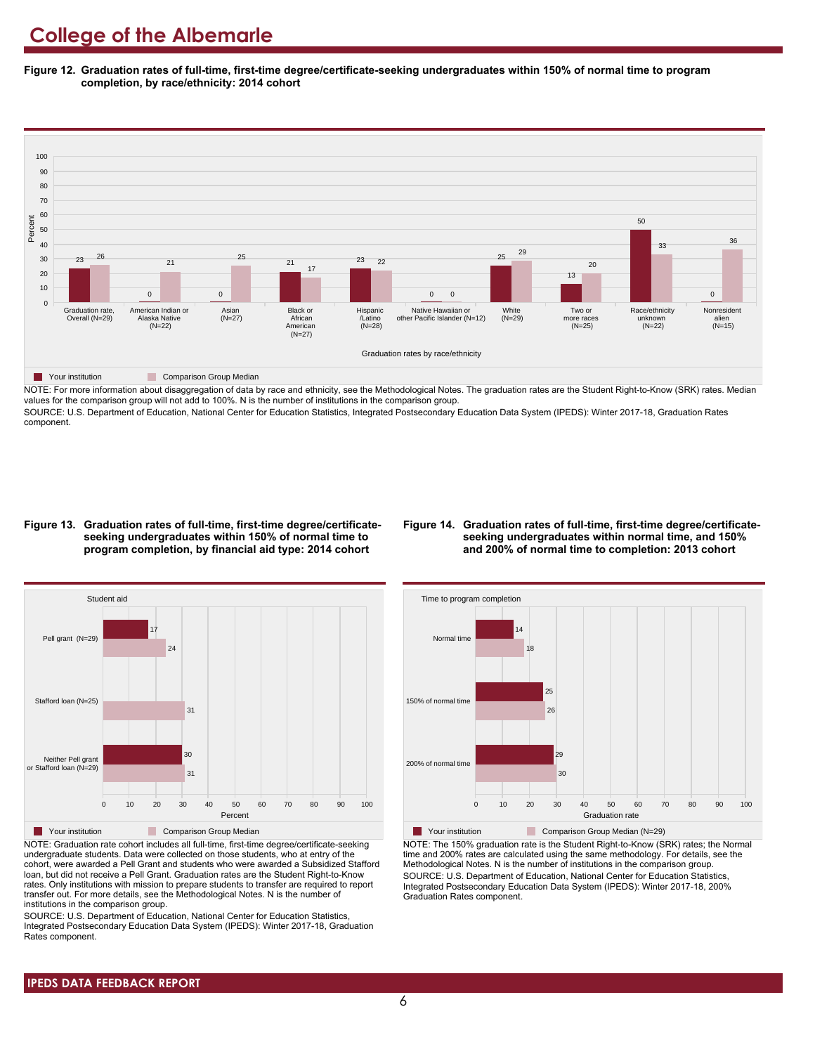# College of the Albemarle

**Figure 12. Graduation rates of full-time, first-time degree/certificate-seeking undergraduates within 150% of normal time to program completion, by race/ethnicity: 2014 cohort**

| Graduation rates by race/ethnicity | Your institution | Comparison Group Median |
|---|---|---|
| Graduation rate, Overall (N=29) | 23 | 26 |
| American Indian or Alaska Native (N=22) | 0 | 21 |
| Asian (N=27) | 0 | 25 |
| Black or African American (N=27) | 21 | 17 |
| Hispanic /Latino (N=28) | 23 | 22 |
| Native Hawaiian or other Pacific Islander (N=12) | 0 | 0 |
| White (N=29) | 25 | 29 |
| Two or more races (N=25) | 13 | 20 |
| Race/ethnicity unknown (N=22) | 50 | 33 |
| Nonresident alien (N=15) | 0 | 36 |

NOTE: For more information about disaggregation of data by race and ethnicity, see the Methodological Notes. The graduation rates are the Student Right-to-Know (SRK) rates. Median values for the comparison group will not add to 100%. N is the number of institutions in the comparison group.

SOURCE: U.S. Department of Education, National Center for Education Statistics, Integrated Postsecondary Education Data System (IPEDS): Winter 2017-18, Graduation Rates component.

**Figure 13. Graduation rates of full-time, first-time degree/certificate-seeking undergraduates within 150% of normal time to program completion, by financial aid type: 2014 cohort**

| Student aid | Your institution | Comparison Group Median |
|---|---|---|
| Pell grant (N=29) | 17 | 24 |
| Stafford loan (N=25) | | 31 |
| Neither Pell grant or Stafford loan (N=29) | 30 | 31 |

NOTE: Graduation rate cohort includes all full-time, first-time degree/certificate-seeking undergraduate students. Data were collected on those students, who at entry of the cohort, were awarded a Pell Grant and students who were awarded a Subsidized Stafford loan, but did not receive a Pell Grant. Graduation rates are the Student Right-to-Know rates. Only institutions with mission to prepare students to transfer are required to report transfer out. For more details, see the Methodological Notes. N is the number of institutions in the comparison group.

SOURCE: U.S. Department of Education, National Center for Education Statistics, Integrated Postsecondary Education Data System (IPEDS): Winter 2017-18, Graduation Rates component.

**Figure 14. Graduation rates of full-time, first-time degree/certificate-seeking undergraduates within normal time, and 150% and 200% of normal time to completion: 2013 cohort**

| Time to program completion | Your institution | Comparison Group Median (N=29) |
|---|---|---|
| Normal time | 14 | 18 |
| 150% of normal time | 25 | 26 |
| 200% of normal time | 29 | 30 |

NOTE: The 150% graduation rate is the Student Right-to-Know (SRK) rates; the Normal time and 200% rates are calculated using the same methodology. For details, see the Methodological Notes. N is the number of institutions in the comparison group.

SOURCE: U.S. Department of Education, National Center for Education Statistics, Integrated Postsecondary Education Data System (IPEDS): Winter 2017-18, 200% Graduation Rates component.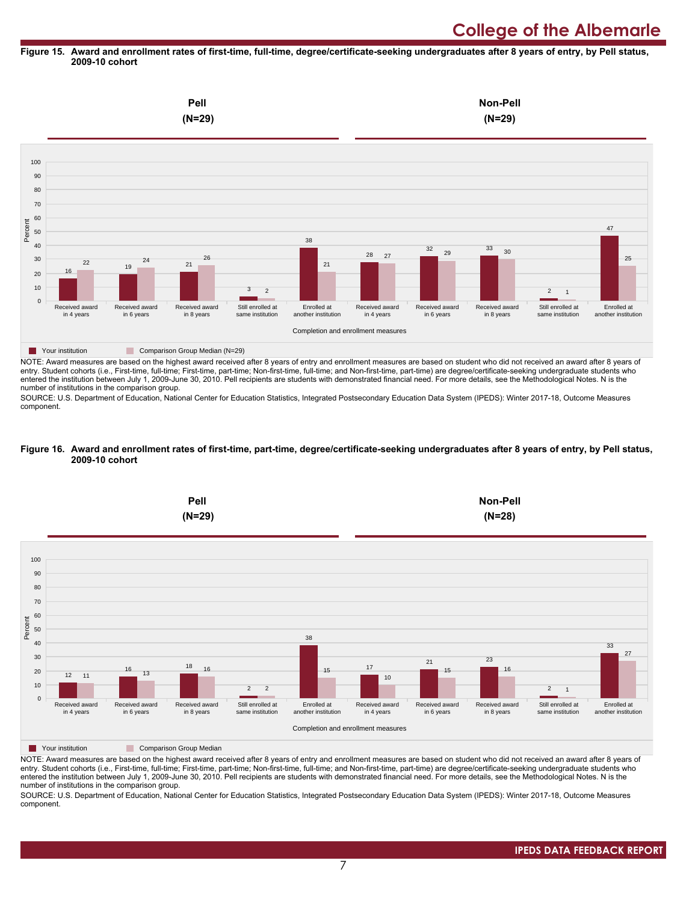**Figure 15. Award and enrollment rates of first-time, full-time, degree/certificate-seeking undergraduates after 8 years of entry, by Pell status, 2009-10 cohort**

| | Pell (N=29) | | | | | Non-Pell (N=29) | | | | |
|---|---|---|---|---|---|---|---|---|---|---|
| Completion and enrollment measures | Received award in 4 years | Received award in 6 years | Received award in 8 years | Still enrolled at same institution | Enrolled at another institution | Received award in 4 years | Received award in 6 years | Received award in 8 years | Still enrolled at same institution | Enrolled at another institution |
| Your institution | 16 | 19 | 21 | 3 | 38 | 28 | 32 | 33 | 2 | 47 |
| Comparison Group Median (N=29) | 22 | 24 | 26 | 2 | 21 | 27 | 29 | 30 | 1 | 25 |

NOTE: Award measures are based on the highest award received after 8 years of entry and enrollment measures are based on student who did not received an award after 8 years of entry. Student cohorts (i.e., First-time, full-time; First-time, part-time; Non-first-time, full-time; and Non-first-time, part-time) are degree/certificate-seeking undergraduate students who entered the institution between July 1, 2009-June 30, 2010. Pell recipients are students with demonstrated financial need. For more details, see the Methodological Notes. N is the number of institutions in the comparison group.

SOURCE: U.S. Department of Education, National Center for Education Statistics, Integrated Postsecondary Education Data System (IPEDS): Winter 2017-18, Outcome Measures component.

**Figure 16. Award and enrollment rates of first-time, part-time, degree/certificate-seeking undergraduates after 8 years of entry, by Pell status, 2009-10 cohort**

| | Pell (N=29) | | | | | Non-Pell (N=28) | | | | |
|---|---|---|---|---|---|---|---|---|---|---|
| Completion and enrollment measures | Received award in 4 years | Received award in 6 years | Received award in 8 years | Still enrolled at same institution | Enrolled at another institution | Received award in 4 years | Received award in 6 years | Received award in 8 years | Still enrolled at same institution | Enrolled at another institution |
| Your institution | 12 | 16 | 18 | 2 | 38 | 17 | 21 | 23 | 2 | 33 |
| Comparison Group Median | 11 | 13 | 16 | 2 | 15 | 10 | 15 | 16 | 1 | 27 |

NOTE: Award measures are based on the highest award received after 8 years of entry and enrollment measures are based on student who did not received an award after 8 years of entry. Student cohorts (i.e., First-time, full-time; First-time, part-time; Non-first-time, full-time; and Non-first-time, part-time) are degree/certificate-seeking undergraduate students who entered the institution between July 1, 2009-June 30, 2010. Pell recipients are students with demonstrated financial need. For more details, see the Methodological Notes. N is the number of institutions in the comparison group.

SOURCE: U.S. Department of Education, National Center for Education Statistics, Integrated Postsecondary Education Data System (IPEDS): Winter 2017-18, Outcome Measures component.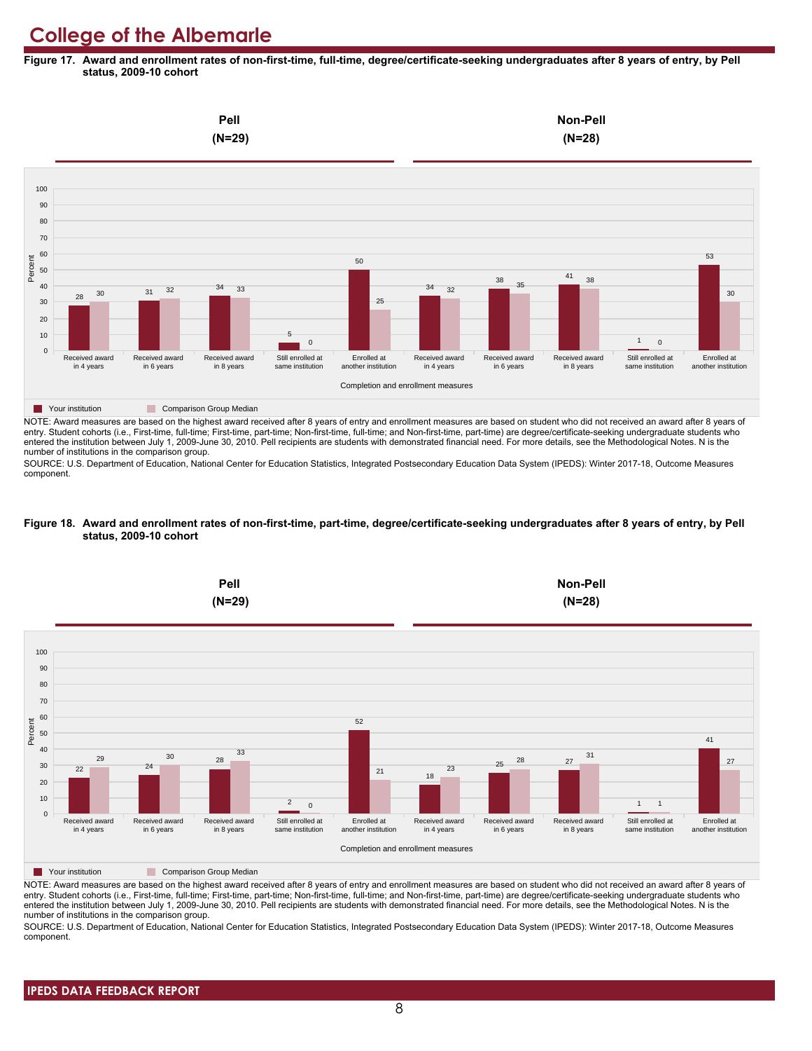# College of the Albemarle

**Figure 17. Award and enrollment rates of non-first-time, full-time, degree/certificate-seeking undergraduates after 8 years of entry, by Pell status, 2009-10 cohort**

| Completion and enrollment measures | Pell (N=29): Your institution | Pell (N=29): Comparison Group Median | Non-Pell (N=28): Your institution | Non-Pell (N=28): Comparison Group Median |
|---|---|---|---|---|
| Received award in 4 years | 28 | 30 | 34 | 32 |
| Received award in 6 years | 31 | 32 | 38 | 35 |
| Received award in 8 years | 34 | 33 | 41 | 38 |
| Still enrolled at same institution | 5 | 0 | 1 | 0 |
| Enrolled at another institution | 50 | 25 | 53 | 30 |

NOTE: Award measures are based on the highest award received after 8 years of entry and enrollment measures are based on student who did not received an award after 8 years of entry. Student cohorts (i.e., First-time, full-time; First-time, part-time; Non-first-time, full-time; and Non-first-time, part-time) are degree/certificate-seeking undergraduate students who entered the institution between July 1, 2009-June 30, 2010. Pell recipients are students with demonstrated financial need. For more details, see the Methodological Notes. N is the number of institutions in the comparison group.

SOURCE: U.S. Department of Education, National Center for Education Statistics, Integrated Postsecondary Education Data System (IPEDS): Winter 2017-18, Outcome Measures component.

**Figure 18. Award and enrollment rates of non-first-time, part-time, degree/certificate-seeking undergraduates after 8 years of entry, by Pell status, 2009-10 cohort**

| Completion and enrollment measures | Pell (N=29): Your institution | Pell (N=29): Comparison Group Median | Non-Pell (N=28): Your institution | Non-Pell (N=28): Comparison Group Median |
|---|---|---|---|---|
| Received award in 4 years | 22 | 29 | 18 | 23 |
| Received award in 6 years | 24 | 30 | 25 | 28 |
| Received award in 8 years | 28 | 33 | 27 | 31 |
| Still enrolled at same institution | 2 | 0 | 1 | 1 |
| Enrolled at another institution | 52 | 21 | 41 | 27 |

NOTE: Award measures are based on the highest award received after 8 years of entry and enrollment measures are based on student who did not received an award after 8 years of entry. Student cohorts (i.e., First-time, full-time; First-time, part-time; Non-first-time, full-time; and Non-first-time, part-time) are degree/certificate-seeking undergraduate students who entered the institution between July 1, 2009-June 30, 2010. Pell recipients are students with demonstrated financial need. For more details, see the Methodological Notes. N is the number of institutions in the comparison group.

SOURCE: U.S. Department of Education, National Center for Education Statistics, Integrated Postsecondary Education Data System (IPEDS): Winter 2017-18, Outcome Measures component.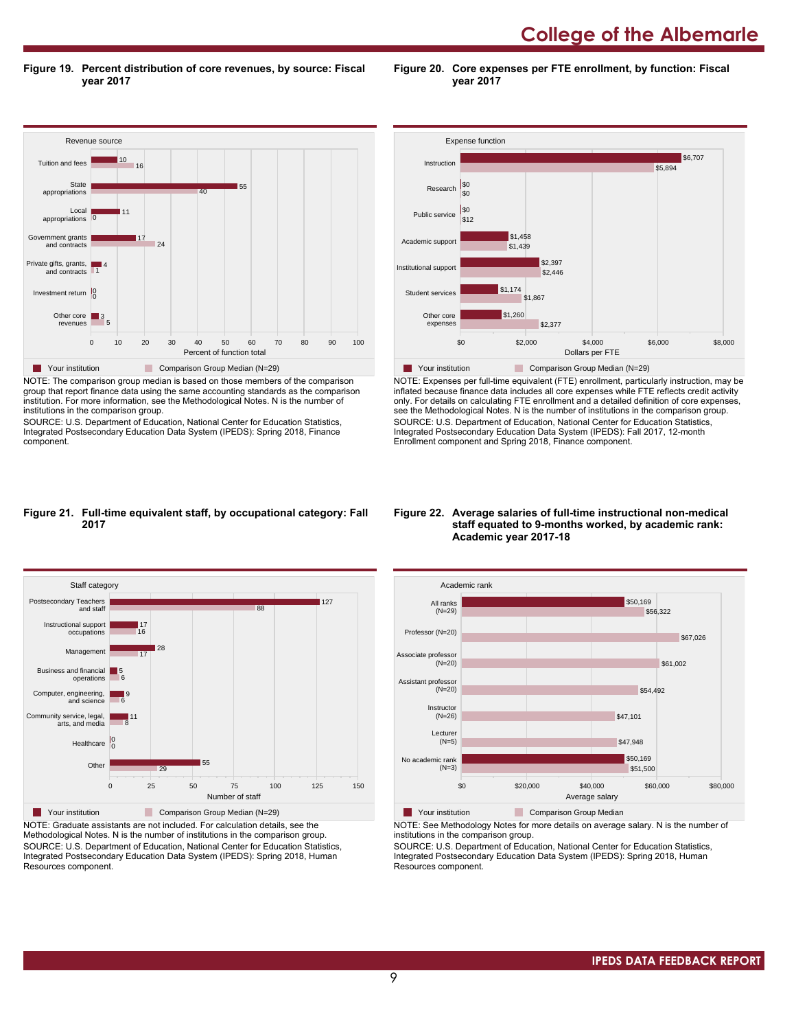## Figure 19. Percent distribution of core revenues, by source: Fiscal year 2017

| Revenue source | Your institution | Comparison Group Median (N=29) |
|---|---|---|
| Tuition and fees | 10 | 16 |
| State appropriations | 55 | 40 |
| Local appropriations | 11 | 0 |
| Government grants and contracts | 17 | 24 |
| Private gifts, grants, and contracts | 4 | 1 |
| Investment return | 0 | 0 |
| Other core revenues | 3 | 5 |

Percent of function total

NOTE: The comparison group median is based on those members of the comparison group that report finance data using the same accounting standards as the comparison institution. For more information, see the Methodological Notes. N is the number of institutions in the comparison group.

SOURCE: U.S. Department of Education, National Center for Education Statistics, Integrated Postsecondary Education Data System (IPEDS): Spring 2018, Finance component.

## Figure 20. Core expenses per FTE enrollment, by function: Fiscal year 2017

| Expense function | Your institution | Comparison Group Median (N=29) |
|---|---|---|
| Instruction | $6,707 | $5,894 |
| Research | $0 | $0 |
| Public service | $0 | $12 |
| Academic support | $1,458 | $1,439 |
| Institutional support | $2,397 | $2,446 |
| Student services | $1,174 | $1,867 |
| Other core expenses | $1,260 | $2,377 |

Dollars per FTE

NOTE: Expenses per full-time equivalent (FTE) enrollment, particularly instruction, may be inflated because finance data includes all core expenses while FTE reflects credit activity only. For details on calculating FTE enrollment and a detailed definition of core expenses, see the Methodological Notes. N is the number of institutions in the comparison group.

SOURCE: U.S. Department of Education, National Center for Education Statistics, Integrated Postsecondary Education Data System (IPEDS): Fall 2017, 12-month Enrollment component and Spring 2018, Finance component.

## Figure 21. Full-time equivalent staff, by occupational category: Fall 2017

| Staff category | Your institution | Comparison Group Median (N=29) |
|---|---|---|
| Postsecondary Teachers and staff | 127 | 88 |
| Instructional support occupations | 17 | 16 |
| Management | 28 | 17 |
| Business and financial operations | 5 | 6 |
| Computer, engineering, and science | 9 | 6 |
| Community service, legal, arts, and media | 11 | 8 |
| Healthcare | 0 | 0 |
| Other | 55 | 29 |

Number of staff

NOTE: Graduate assistants are not included. For calculation details, see the Methodological Notes. N is the number of institutions in the comparison group.

SOURCE: U.S. Department of Education, National Center for Education Statistics, Integrated Postsecondary Education Data System (IPEDS): Spring 2018, Human Resources component.

## Figure 22. Average salaries of full-time instructional non-medical staff equated to 9-months worked, by academic rank: Academic year 2017-18

| Academic rank | Your institution | Comparison Group Median |
|---|---|---|
| All ranks (N=29) | $50,169 | $56,322 |
| Professor (N=20) | | $67,026 |
| Associate professor (N=20) | | $61,002 |
| Assistant professor (N=20) | | $54,492 |
| Instructor (N=26) | | $47,101 |
| Lecturer (N=5) | | $47,948 |
| No academic rank (N=3) | $50,169 | $51,500 |

Average salary

NOTE: See Methodology Notes for more details on average salary. N is the number of institutions in the comparison group.

SOURCE: U.S. Department of Education, National Center for Education Statistics, Integrated Postsecondary Education Data System (IPEDS): Spring 2018, Human Resources component.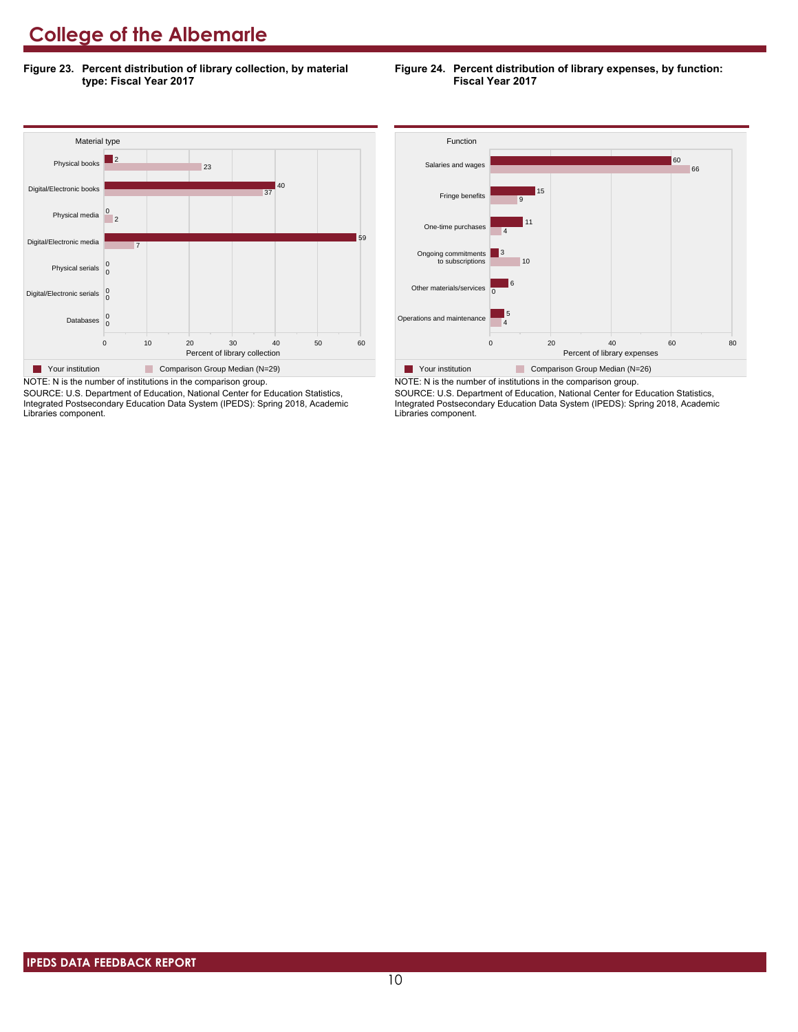# College of the Albemarle

**Figure 23. Percent distribution of library collection, by material type: Fiscal Year 2017**

| Material type | Your institution | Comparison Group Median (N=29) |
|---|---|---|
| Physical books | 2 | 23 |
| Digital/Electronic books | 40 | 37 |
| Physical media | 0 | 2 |
| Digital/Electronic media | 59 | 7 |
| Physical serials | 0 | 0 |
| Digital/Electronic serials | 0 | 0 |
| Databases | 0 | 0 |

Percent of library collection

NOTE: N is the number of institutions in the comparison group.
SOURCE: U.S. Department of Education, National Center for Education Statistics, Integrated Postsecondary Education Data System (IPEDS): Spring 2018, Academic Libraries component.

**Figure 24. Percent distribution of library expenses, by function: Fiscal Year 2017**

| Function | Your institution | Comparison Group Median (N=26) |
|---|---|---|
| Salaries and wages | 60 | 66 |
| Fringe benefits | 15 | 9 |
| One-time purchases | 11 | 4 |
| Ongoing commitments to subscriptions | 3 | 10 |
| Other materials/services | 6 | 0 |
| Operations and maintenance | 5 | 4 |

Percent of library expenses

NOTE: N is the number of institutions in the comparison group.
SOURCE: U.S. Department of Education, National Center for Education Statistics, Integrated Postsecondary Education Data System (IPEDS): Spring 2018, Academic Libraries component.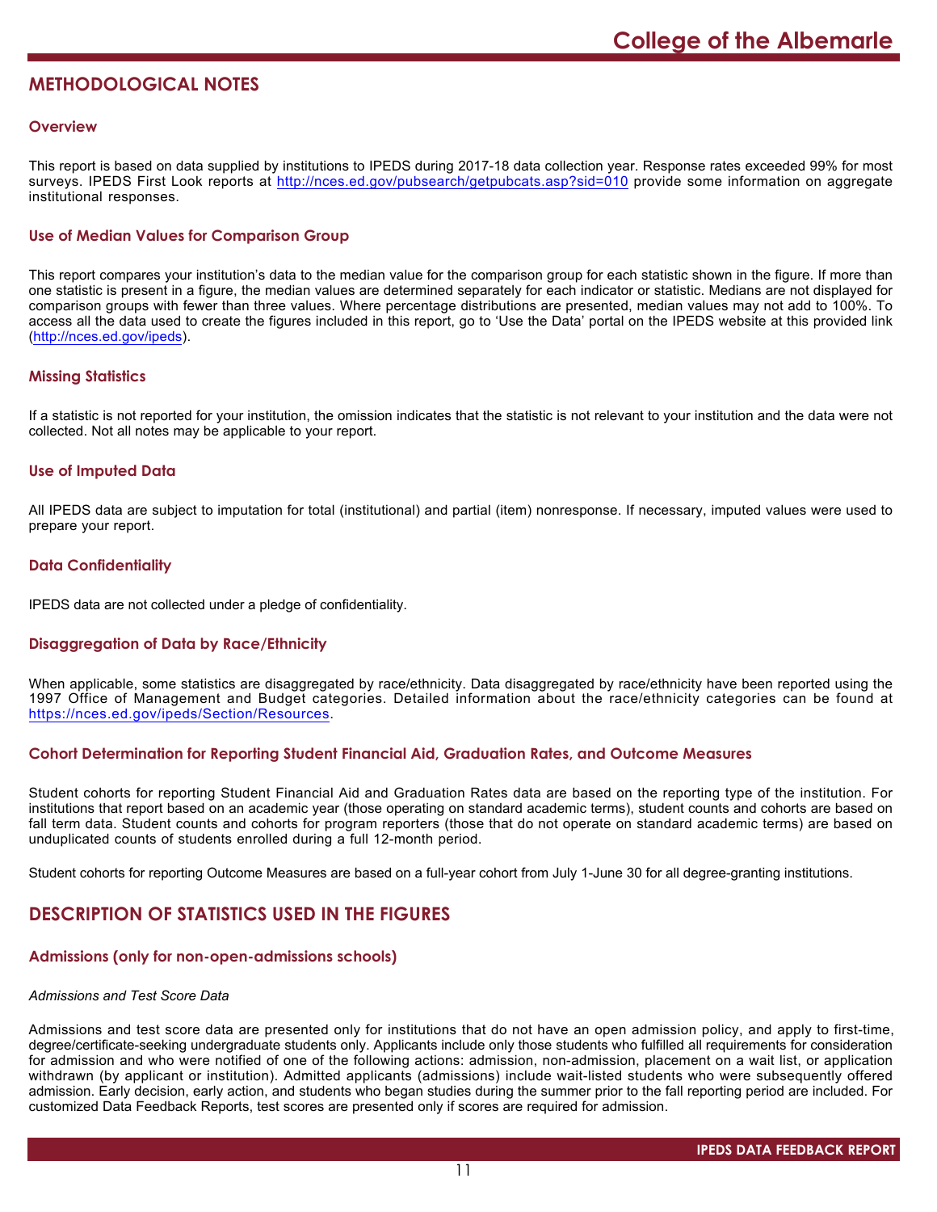## METHODOLOGICAL NOTES

### Overview

This report is based on data supplied by institutions to IPEDS during 2017-18 data collection year. Response rates exceeded 99% for most surveys. IPEDS First Look reports at http://nces.ed.gov/pubsearch/getpubcats.asp?sid=010 provide some information on aggregate institutional responses.

### Use of Median Values for Comparison Group

This report compares your institution's data to the median value for the comparison group for each statistic shown in the figure. If more than one statistic is present in a figure, the median values are determined separately for each indicator or statistic. Medians are not displayed for comparison groups with fewer than three values. Where percentage distributions are presented, median values may not add to 100%. To access all the data used to create the figures included in this report, go to 'Use the Data' portal on the IPEDS website at this provided link (http://nces.ed.gov/ipeds).

### Missing Statistics

If a statistic is not reported for your institution, the omission indicates that the statistic is not relevant to your institution and the data were not collected. Not all notes may be applicable to your report.

### Use of Imputed Data

All IPEDS data are subject to imputation for total (institutional) and partial (item) nonresponse. If necessary, imputed values were used to prepare your report.

### Data Confidentiality

IPEDS data are not collected under a pledge of confidentiality.

### Disaggregation of Data by Race/Ethnicity

When applicable, some statistics are disaggregated by race/ethnicity. Data disaggregated by race/ethnicity have been reported using the 1997 Office of Management and Budget categories. Detailed information about the race/ethnicity categories can be found at https://nces.ed.gov/ipeds/Section/Resources.

### Cohort Determination for Reporting Student Financial Aid, Graduation Rates, and Outcome Measures

Student cohorts for reporting Student Financial Aid and Graduation Rates data are based on the reporting type of the institution. For institutions that report based on an academic year (those operating on standard academic terms), student counts and cohorts are based on fall term data. Student counts and cohorts for program reporters (those that do not operate on standard academic terms) are based on unduplicated counts of students enrolled during a full 12-month period.

Student cohorts for reporting Outcome Measures are based on a full-year cohort from July 1-June 30 for all degree-granting institutions.

## DESCRIPTION OF STATISTICS USED IN THE FIGURES

### Admissions (only for non-open-admissions schools)

*Admissions and Test Score Data*

Admissions and test score data are presented only for institutions that do not have an open admission policy, and apply to first-time, degree/certificate-seeking undergraduate students only. Applicants include only those students who fulfilled all requirements for consideration for admission and who were notified of one of the following actions: admission, non-admission, placement on a wait list, or application withdrawn (by applicant or institution). Admitted applicants (admissions) include wait-listed students who were subsequently offered admission. Early decision, early action, and students who began studies during the summer prior to the fall reporting period are included. For customized Data Feedback Reports, test scores are presented only if scores are required for admission.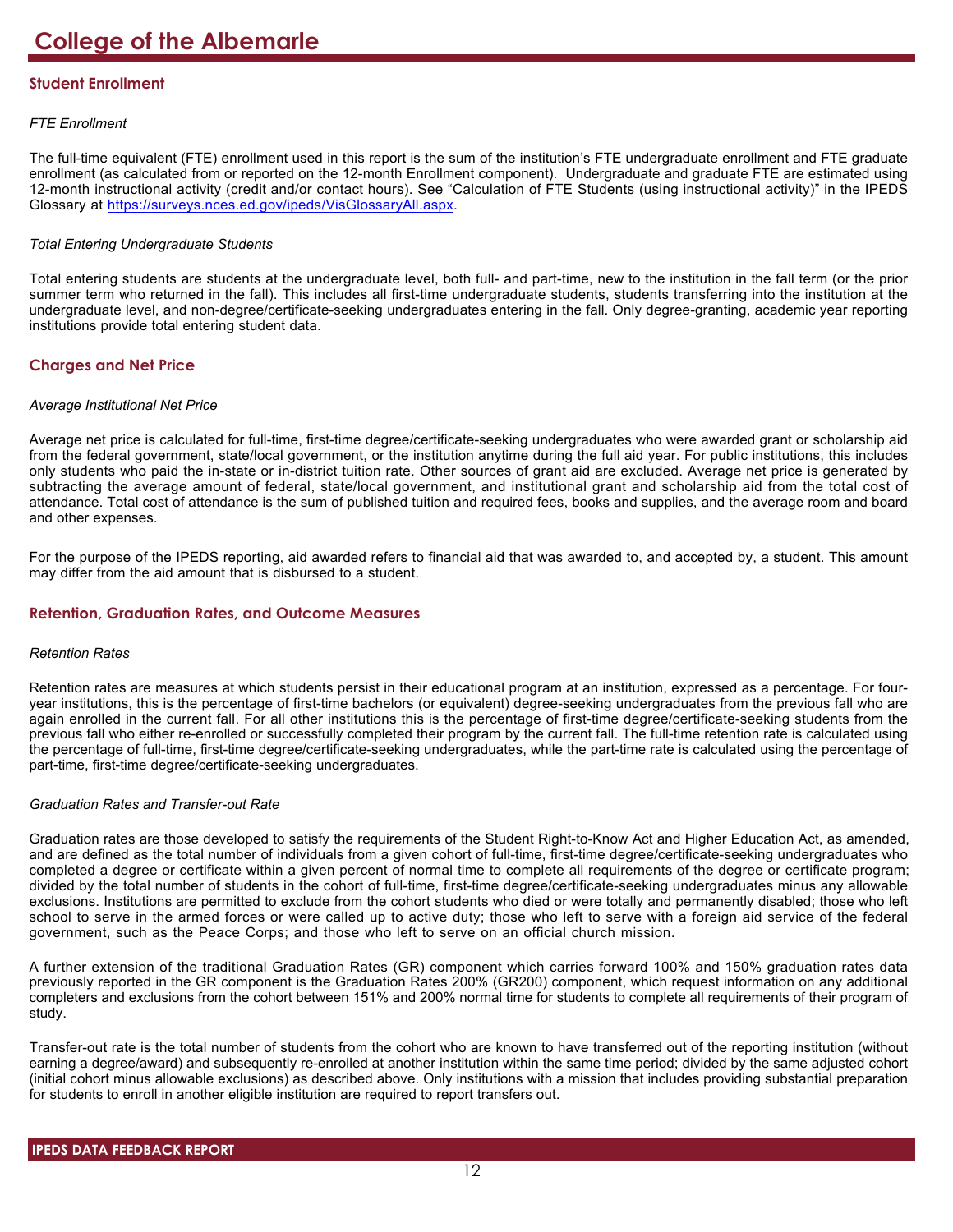## Student Enrollment

*FTE Enrollment*

The full-time equivalent (FTE) enrollment used in this report is the sum of the institution's FTE undergraduate enrollment and FTE graduate enrollment (as calculated from or reported on the 12-month Enrollment component). Undergraduate and graduate FTE are estimated using 12-month instructional activity (credit and/or contact hours). See "Calculation of FTE Students (using instructional activity)" in the IPEDS Glossary at [https://surveys.nces.ed.gov/ipeds/VisGlossaryAll.aspx](https://surveys.nces.ed.gov/ipeds/VisGlossaryAll.aspx).

*Total Entering Undergraduate Students*

Total entering students are students at the undergraduate level, both full- and part-time, new to the institution in the fall term (or the prior summer term who returned in the fall). This includes all first-time undergraduate students, students transferring into the institution at the undergraduate level, and non-degree/certificate-seeking undergraduates entering in the fall. Only degree-granting, academic year reporting institutions provide total entering student data.

## Charges and Net Price

*Average Institutional Net Price*

Average net price is calculated for full-time, first-time degree/certificate-seeking undergraduates who were awarded grant or scholarship aid from the federal government, state/local government, or the institution anytime during the full aid year. For public institutions, this includes only students who paid the in-state or in-district tuition rate. Other sources of grant aid are excluded. Average net price is generated by subtracting the average amount of federal, state/local government, and institutional grant and scholarship aid from the total cost of attendance. Total cost of attendance is the sum of published tuition and required fees, books and supplies, and the average room and board and other expenses.

For the purpose of the IPEDS reporting, aid awarded refers to financial aid that was awarded to, and accepted by, a student. This amount may differ from the aid amount that is disbursed to a student.

## Retention, Graduation Rates, and Outcome Measures

*Retention Rates*

Retention rates are measures at which students persist in their educational program at an institution, expressed as a percentage. For four-year institutions, this is the percentage of first-time bachelors (or equivalent) degree-seeking undergraduates from the previous fall who are again enrolled in the current fall. For all other institutions this is the percentage of first-time degree/certificate-seeking students from the previous fall who either re-enrolled or successfully completed their program by the current fall. The full-time retention rate is calculated using the percentage of full-time, first-time degree/certificate-seeking undergraduates, while the part-time rate is calculated using the percentage of part-time, first-time degree/certificate-seeking undergraduates.

*Graduation Rates and Transfer-out Rate*

Graduation rates are those developed to satisfy the requirements of the Student Right-to-Know Act and Higher Education Act, as amended, and are defined as the total number of individuals from a given cohort of full-time, first-time degree/certificate-seeking undergraduates who completed a degree or certificate within a given percent of normal time to complete all requirements of the degree or certificate program; divided by the total number of students in the cohort of full-time, first-time degree/certificate-seeking undergraduates minus any allowable exclusions. Institutions are permitted to exclude from the cohort students who died or were totally and permanently disabled; those who left school to serve in the armed forces or were called up to active duty; those who left to serve with a foreign aid service of the federal government, such as the Peace Corps; and those who left to serve on an official church mission.

A further extension of the traditional Graduation Rates (GR) component which carries forward 100% and 150% graduation rates data previously reported in the GR component is the Graduation Rates 200% (GR200) component, which request information on any additional completers and exclusions from the cohort between 151% and 200% normal time for students to complete all requirements of their program of study.

Transfer-out rate is the total number of students from the cohort who are known to have transferred out of the reporting institution (without earning a degree/award) and subsequently re-enrolled at another institution within the same time period; divided by the same adjusted cohort (initial cohort minus allowable exclusions) as described above. Only institutions with a mission that includes providing substantial preparation for students to enroll in another eligible institution are required to report transfers out.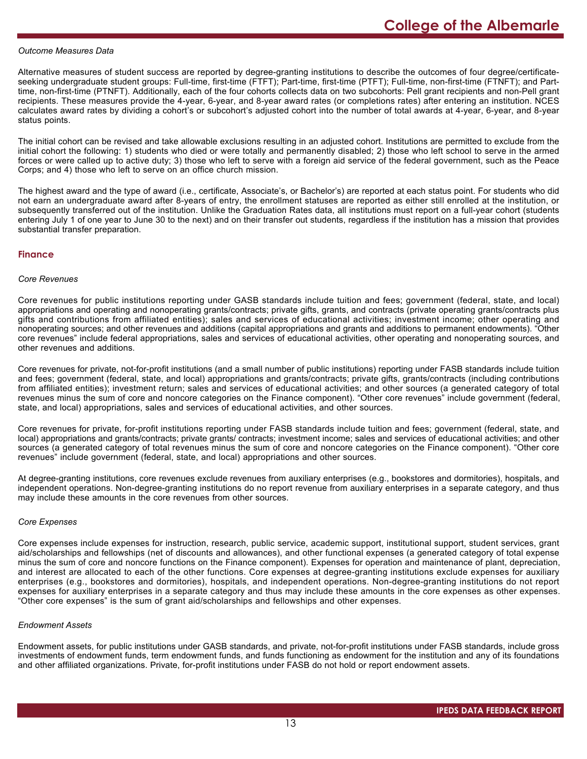*Outcome Measures Data*

Alternative measures of student success are reported by degree-granting institutions to describe the outcomes of four degree/certificate-seeking undergraduate student groups: Full-time, first-time (FTFT); Part-time, first-time (PTFT); Full-time, non-first-time (FTNFT); and Part-time, non-first-time (PTNFT). Additionally, each of the four cohorts collects data on two subcohorts: Pell grant recipients and non-Pell grant recipients. These measures provide the 4-year, 6-year, and 8-year award rates (or completions rates) after entering an institution. NCES calculates award rates by dividing a cohort's or subcohort's adjusted cohort into the number of total awards at 4-year, 6-year, and 8-year status points.

The initial cohort can be revised and take allowable exclusions resulting in an adjusted cohort. Institutions are permitted to exclude from the initial cohort the following: 1) students who died or were totally and permanently disabled; 2) those who left school to serve in the armed forces or were called up to active duty; 3) those who left to serve with a foreign aid service of the federal government, such as the Peace Corps; and 4) those who left to serve on an office church mission.

The highest award and the type of award (i.e., certificate, Associate's, or Bachelor's) are reported at each status point. For students who did not earn an undergraduate award after 8-years of entry, the enrollment statuses are reported as either still enrolled at the institution, or subsequently transferred out of the institution. Unlike the Graduation Rates data, all institutions must report on a full-year cohort (students entering July 1 of one year to June 30 to the next) and on their transfer out students, regardless if the institution has a mission that provides substantial transfer preparation.

## Finance

*Core Revenues*

Core revenues for public institutions reporting under GASB standards include tuition and fees; government (federal, state, and local) appropriations and operating and nonoperating grants/contracts; private gifts, grants, and contracts (private operating grants/contracts plus gifts and contributions from affiliated entities); sales and services of educational activities; investment income; other operating and nonoperating sources; and other revenues and additions (capital appropriations and grants and additions to permanent endowments). "Other core revenues" include federal appropriations, sales and services of educational activities, other operating and nonoperating sources, and other revenues and additions.

Core revenues for private, not-for-profit institutions (and a small number of public institutions) reporting under FASB standards include tuition and fees; government (federal, state, and local) appropriations and grants/contracts; private gifts, grants/contracts (including contributions from affiliated entities); investment return; sales and services of educational activities; and other sources (a generated category of total revenues minus the sum of core and noncore categories on the Finance component). "Other core revenues" include government (federal, state, and local) appropriations, sales and services of educational activities, and other sources.

Core revenues for private, for-profit institutions reporting under FASB standards include tuition and fees; government (federal, state, and local) appropriations and grants/contracts; private grants/ contracts; investment income; sales and services of educational activities; and other sources (a generated category of total revenues minus the sum of core and noncore categories on the Finance component). "Other core revenues" include government (federal, state, and local) appropriations and other sources.

At degree-granting institutions, core revenues exclude revenues from auxiliary enterprises (e.g., bookstores and dormitories), hospitals, and independent operations. Non-degree-granting institutions do no report revenue from auxiliary enterprises in a separate category, and thus may include these amounts in the core revenues from other sources.

*Core Expenses*

Core expenses include expenses for instruction, research, public service, academic support, institutional support, student services, grant aid/scholarships and fellowships (net of discounts and allowances), and other functional expenses (a generated category of total expense minus the sum of core and noncore functions on the Finance component). Expenses for operation and maintenance of plant, depreciation, and interest are allocated to each of the other functions. Core expenses at degree-granting institutions exclude expenses for auxiliary enterprises (e.g., bookstores and dormitories), hospitals, and independent operations. Non-degree-granting institutions do not report expenses for auxiliary enterprises in a separate category and thus may include these amounts in the core expenses as other expenses. "Other core expenses" is the sum of grant aid/scholarships and fellowships and other expenses.

*Endowment Assets*

Endowment assets, for public institutions under GASB standards, and private, not-for-profit institutions under FASB standards, include gross investments of endowment funds, term endowment funds, and funds functioning as endowment for the institution and any of its foundations and other affiliated organizations. Private, for-profit institutions under FASB do not hold or report endowment assets.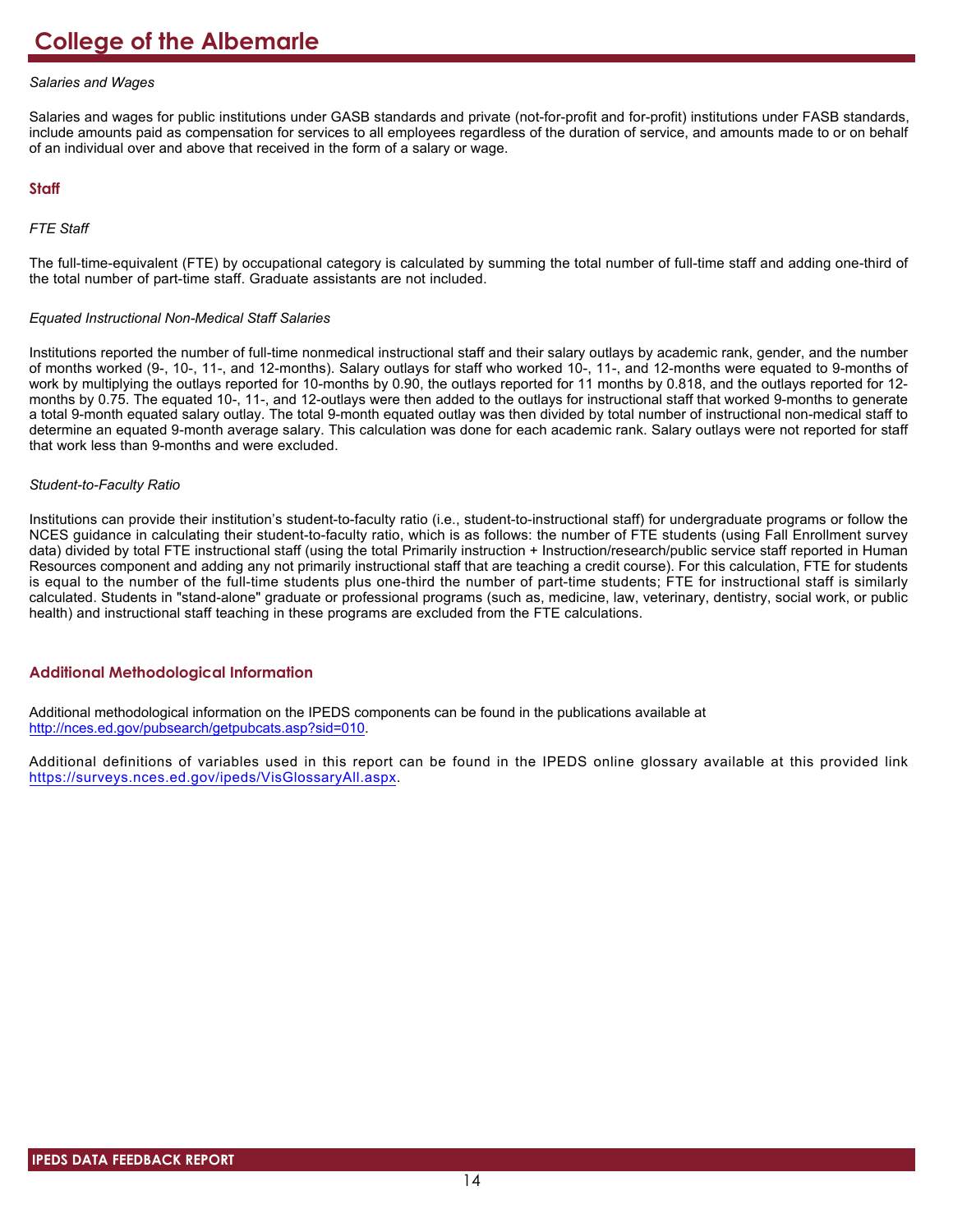*Salaries and Wages*

Salaries and wages for public institutions under GASB standards and private (not-for-profit and for-profit) institutions under FASB standards, include amounts paid as compensation for services to all employees regardless of the duration of service, and amounts made to or on behalf of an individual over and above that received in the form of a salary or wage.

## Staff

*FTE Staff*

The full-time-equivalent (FTE) by occupational category is calculated by summing the total number of full-time staff and adding one-third of the total number of part-time staff. Graduate assistants are not included.

*Equated Instructional Non-Medical Staff Salaries*

Institutions reported the number of full-time nonmedical instructional staff and their salary outlays by academic rank, gender, and the number of months worked (9-, 10-, 11-, and 12-months). Salary outlays for staff who worked 10-, 11-, and 12-months were equated to 9-months of work by multiplying the outlays reported for 10-months by 0.90, the outlays reported for 11 months by 0.818, and the outlays reported for 12-months by 0.75. The equated 10-, 11-, and 12-outlays were then added to the outlays for instructional staff that worked 9-months to generate a total 9-month equated salary outlay. The total 9-month equated outlay was then divided by total number of instructional non-medical staff to determine an equated 9-month average salary. This calculation was done for each academic rank. Salary outlays were not reported for staff that work less than 9-months and were excluded.

*Student-to-Faculty Ratio*

Institutions can provide their institution's student-to-faculty ratio (i.e., student-to-instructional staff) for undergraduate programs or follow the NCES guidance in calculating their student-to-faculty ratio, which is as follows: the number of FTE students (using Fall Enrollment survey data) divided by total FTE instructional staff (using the total Primarily instruction + Instruction/research/public service staff reported in Human Resources component and adding any not primarily instructional staff that are teaching a credit course). For this calculation, FTE for students is equal to the number of the full-time students plus one-third the number of part-time students; FTE for instructional staff is similarly calculated. Students in "stand-alone" graduate or professional programs (such as, medicine, law, veterinary, dentistry, social work, or public health) and instructional staff teaching in these programs are excluded from the FTE calculations.

## Additional Methodological Information

Additional methodological information on the IPEDS components can be found in the publications available at http://nces.ed.gov/pubsearch/getpubcats.asp?sid=010.

Additional definitions of variables used in this report can be found in the IPEDS online glossary available at this provided link https://surveys.nces.ed.gov/ipeds/VisGlossaryAll.aspx.